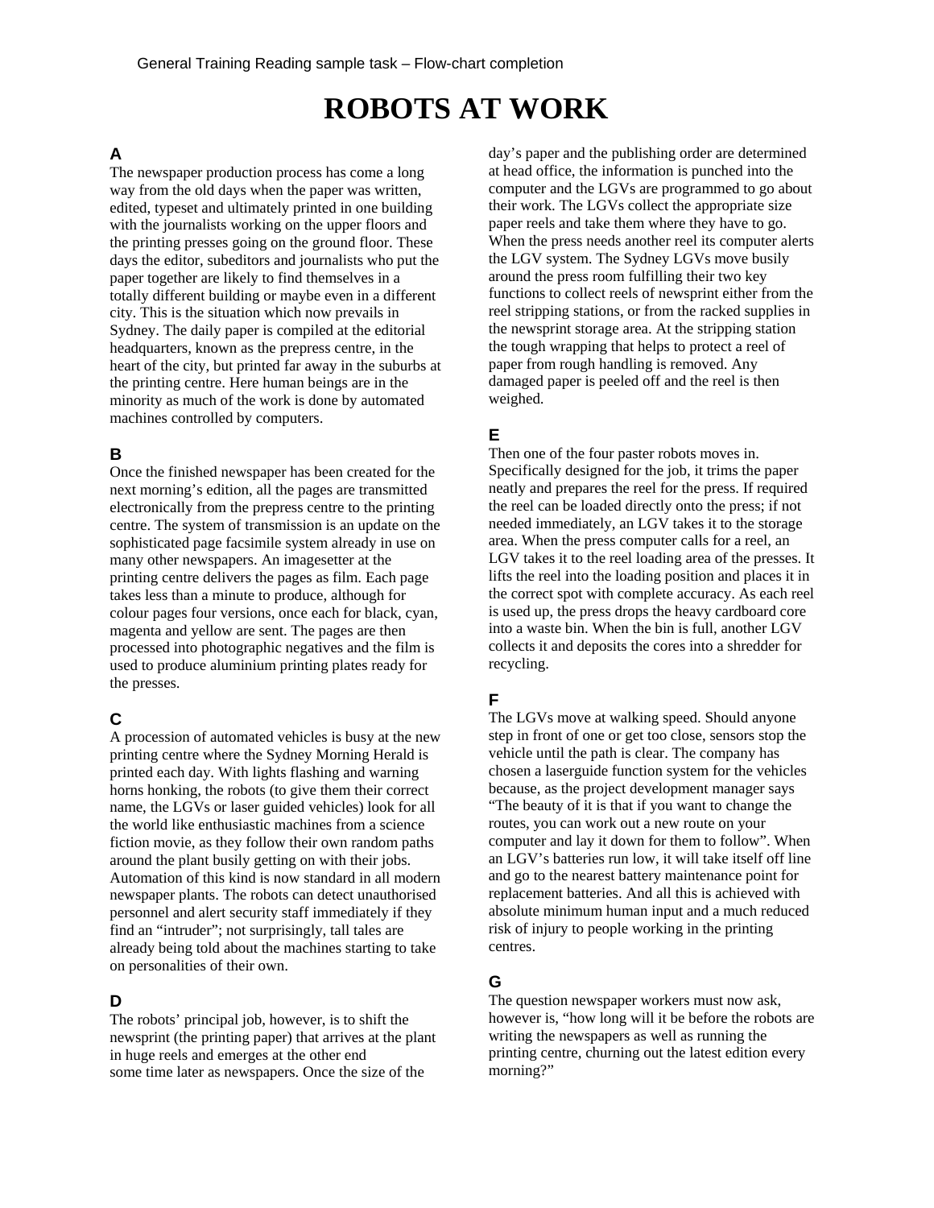General Training Reading sample task – Flow-chart completion

# ROBOTS AT WORK

### A

The newspaper production process has come a long way from the old days when the paper was written, edited, typeset and ultimately printed in one building with the journalists working on the upper floors and the printing presses going on the ground floor. These days the editor, subeditors and journalists who put the paper together are likely to find themselves in a totally different building or maybe even in a different city. This is the situation which now prevails in Sydney. The daily paper is compiled at the editorial headquarters, known as the prepress centre, in the heart of the city, but printed far away in the suburbs at the printing centre. Here human beings are in the minority as much of the work is done by automated machines controlled by computers.

### B

Once the finished newspaper has been created for the next morning's edition, all the pages are transmitted electronically from the prepress centre to the printing centre. The system of transmission is an update on the sophisticated page facsimile system already in use on many other newspapers. An imagesetter at the printing centre delivers the pages as film. Each page takes less than a minute to produce, although for colour pages four versions, once each for black, cyan, magenta and yellow are sent. The pages are then processed into photographic negatives and the film is used to produce aluminium printing plates ready for the presses.

### C

A procession of automated vehicles is busy at the new printing centre where the Sydney Morning Herald is printed each day. With lights flashing and warning horns honking, the robots (to give them their correct name, the LGVs or laser guided vehicles) look for all the world like enthusiastic machines from a science fiction movie, as they follow their own random paths around the plant busily getting on with their jobs. Automation of this kind is now standard in all modern newspaper plants. The robots can detect unauthorised personnel and alert security staff immediately if they find an "intruder"; not surprisingly, tall tales are already being told about the machines starting to take on personalities of their own.

### D

The robots' principal job, however, is to shift the newsprint (the printing paper) that arrives at the plant in huge reels and emerges at the other end some time later as newspapers. Once the size of the day's paper and the publishing order are determined at head office, the information is punched into the computer and the LGVs are programmed to go about their work. The LGVs collect the appropriate size paper reels and take them where they have to go. When the press needs another reel its computer alerts the LGV system. The Sydney LGVs move busily around the press room fulfilling their two key functions to collect reels of newsprint either from the reel stripping stations, or from the racked supplies in the newsprint storage area. At the stripping station the tough wrapping that helps to protect a reel of paper from rough handling is removed. Any damaged paper is peeled off and the reel is then weighed.

### E

Then one of the four paster robots moves in. Specifically designed for the job, it trims the paper neatly and prepares the reel for the press. If required the reel can be loaded directly onto the press; if not needed immediately, an LGV takes it to the storage area. When the press computer calls for a reel, an LGV takes it to the reel loading area of the presses. It lifts the reel into the loading position and places it in the correct spot with complete accuracy. As each reel is used up, the press drops the heavy cardboard core into a waste bin. When the bin is full, another LGV collects it and deposits the cores into a shredder for recycling.

### F

The LGVs move at walking speed. Should anyone step in front of one or get too close, sensors stop the vehicle until the path is clear. The company has chosen a laserguide function system for the vehicles because, as the project development manager says "The beauty of it is that if you want to change the routes, you can work out a new route on your computer and lay it down for them to follow". When an LGV's batteries run low, it will take itself off line and go to the nearest battery maintenance point for replacement batteries. And all this is achieved with absolute minimum human input and a much reduced risk of injury to people working in the printing centres.

### G

The question newspaper workers must now ask, however is, "how long will it be before the robots are writing the newspapers as well as running the printing centre, churning out the latest edition every morning?"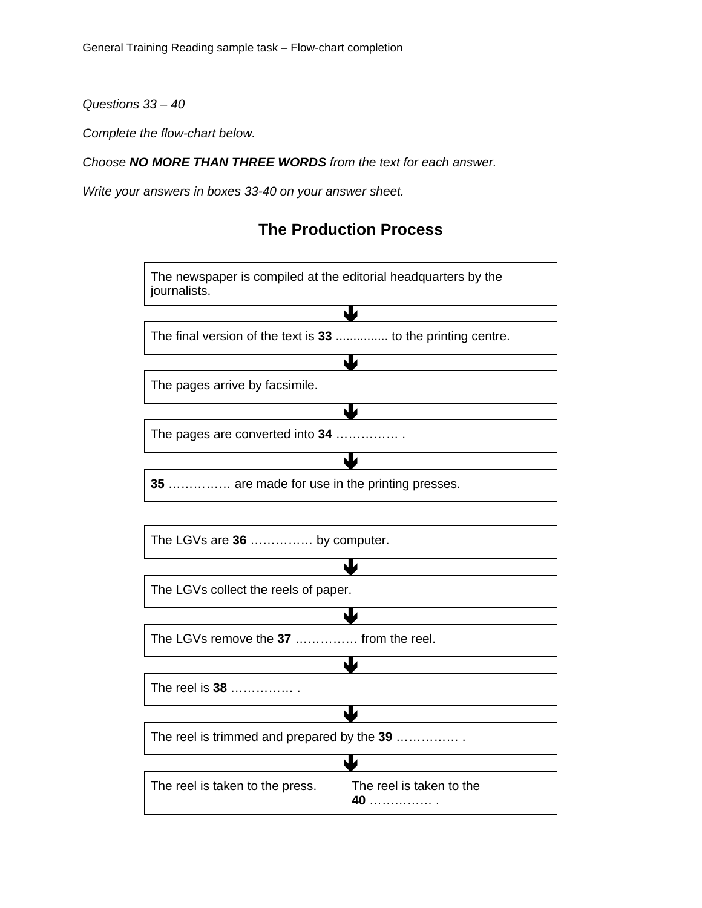General Training Reading sample task – Flow-chart completion

*Questions 33 – 40*

*Complete the flow-chart below.*

*Choose **NO MORE THAN THREE WORDS** from the text for each answer.*

*Write your answers in boxes 33-40 on your answer sheet.*

## The Production Process

The newspaper is compiled at the editorial headquarters by the journalists.

↓

The final version of the text is **33** .............. to the printing centre.

↓

The pages arrive by facsimile.

↓

The pages are converted into **34** …………… .

↓

**35** …………… are made for use in the printing presses.

The LGVs are **36** …………… by computer.

↓

The LGVs collect the reels of paper.

↓

The LGVs remove the **37** …………… from the reel.

↓

The reel is **38** …………… .

↓

The reel is trimmed and prepared by the **39** …………… .

↓

| The reel is taken to the press. | The reel is taken to the **40** …………… . |
| --- | --- |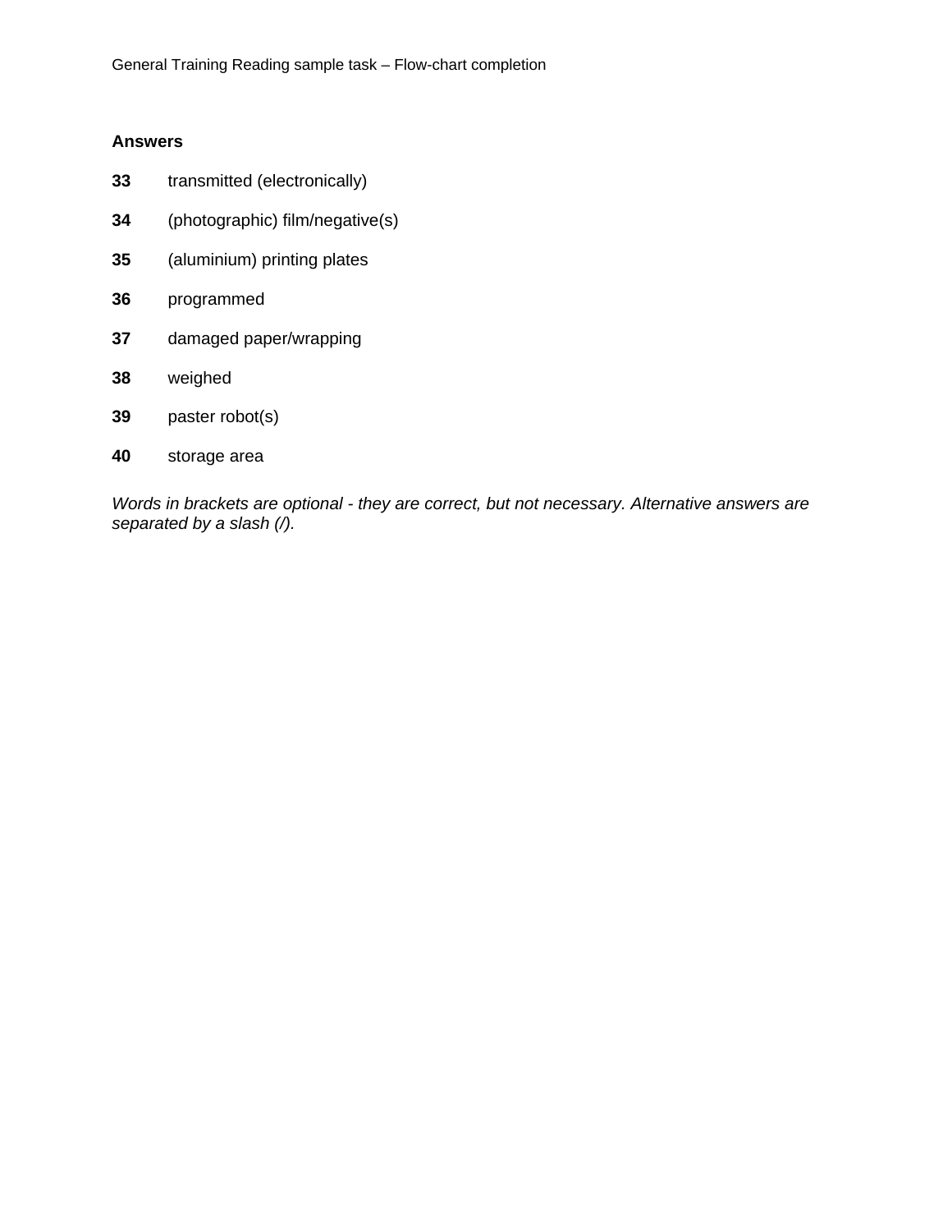**Answers**

**33** transmitted (electronically)

**34** (photographic) film/negative(s)

**35** (aluminium) printing plates

**36** programmed

**37** damaged paper/wrapping

**38** weighed

**39** paster robot(s)

**40** storage area

*Words in brackets are optional - they are correct, but not necessary. Alternative answers are separated by a slash (/).*